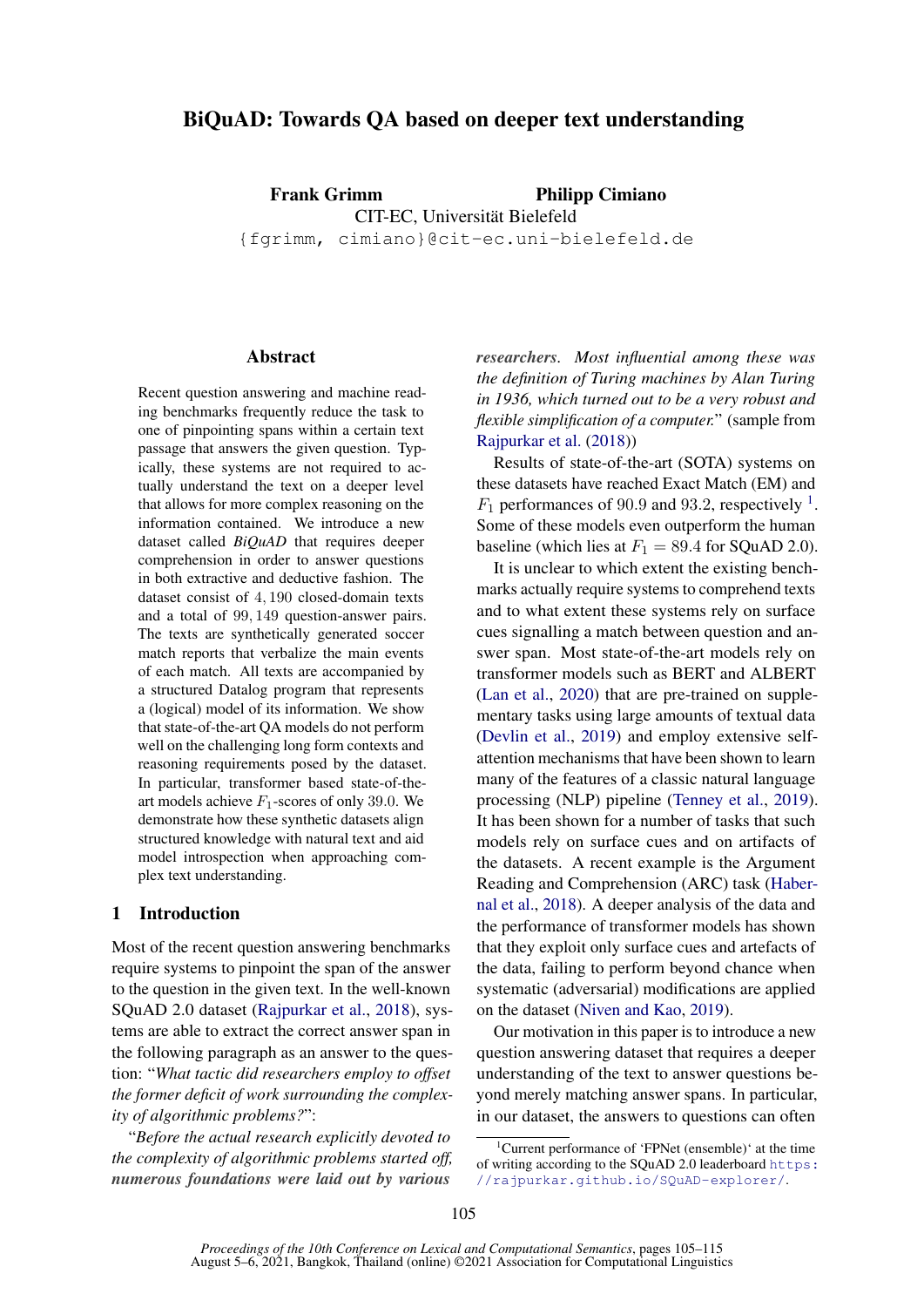# BiQuAD: Towards QA based on deeper text understanding

**Frank Grimm** **Philipp Cimiano**
CIT-EC, Universität Bielefeld
{fgrimm, cimiano}@cit-ec.uni-bielefeld.de

## Abstract

Recent question answering and machine reading benchmarks frequently reduce the task to one of pinpointing spans within a certain text passage that answers the given question. Typically, these systems are not required to actually understand the text on a deeper level that allows for more complex reasoning on the information contained. We introduce a new dataset called *BiQuAD* that requires deeper comprehension in order to answer questions in both extractive and deductive fashion. The dataset consist of $4,190$ closed-domain texts and a total of $99,149$ question-answer pairs. The texts are synthetically generated soccer match reports that verbalize the main events of each match. All texts are accompanied by a structured Datalog program that represents a (logical) model of its information. We show that state-of-the-art QA models do not perform well on the challenging long form contexts and reasoning requirements posed by the dataset. In particular, transformer based state-of-the-art models achieve $F_1$-scores of only $39.0$. We demonstrate how these synthetic datasets align structured knowledge with natural text and aid model introspection when approaching complex text understanding.

## 1 Introduction

Most of the recent question answering benchmarks require systems to pinpoint the span of the answer to the question in the given text. In the well-known SQuAD 2.0 dataset (Rajpurkar et al., 2018), systems are able to extract the correct answer span in the following paragraph as an answer to the question: "*What tactic did researchers employ to offset the former deficit of work surrounding the complexity of algorithmic problems?*":

"*Before the actual research explicitly devoted to the complexity of algorithmic problems started off,* ***numerous foundations were laid out by various researchers****. Most influential among these was the definition of Turing machines by Alan Turing in 1936, which turned out to be a very robust and flexible simplification of a computer.*" (sample from Rajpurkar et al. (2018))

Results of state-of-the-art (SOTA) systems on these datasets have reached Exact Match (EM) and $F_1$ performances of $90.9$ and $93.2$, respectively [1]. Some of these models even outperform the human baseline (which lies at $F_1 = 89.4$ for SQuAD 2.0).

It is unclear to which extent the existing benchmarks actually require systems to comprehend texts and to what extent these systems rely on surface cues signalling a match between question and answer span. Most state-of-the-art models rely on transformer models such as BERT and ALBERT (Lan et al., 2020) that are pre-trained on supplementary tasks using large amounts of textual data (Devlin et al., 2019) and employ extensive self-attention mechanisms that have been shown to learn many of the features of a classic natural language processing (NLP) pipeline (Tenney et al., 2019). It has been shown for a number of tasks that such models rely on surface cues and on artifacts of the datasets. A recent example is the Argument Reading and Comprehension (ARC) task (Habernal et al., 2018). A deeper analysis of the data and the performance of transformer models has shown that they exploit only surface cues and artefacts of the data, failing to perform beyond chance when systematic (adversarial) modifications are applied on the dataset (Niven and Kao, 2019).

Our motivation in this paper is to introduce a new question answering dataset that requires a deeper understanding of the text to answer questions beyond merely matching answer spans. In particular, in our dataset, the answers to questions can often

[1] Current performance of 'FPNet (ensemble)' at the time of writing according to the SQuAD 2.0 leaderboard https://rajpurkar.github.io/SQuAD-explorer/.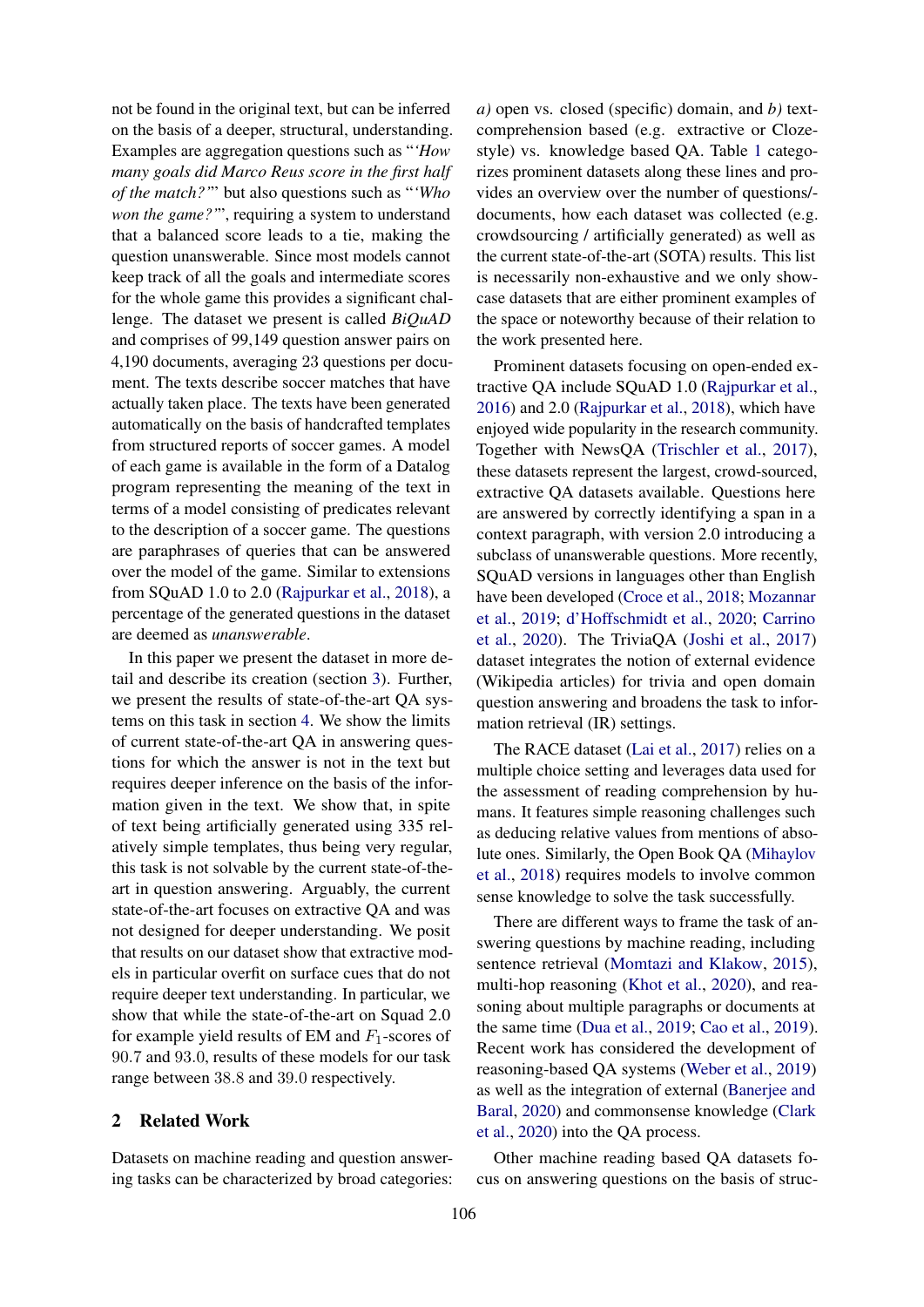not be found in the original text, but can be inferred on the basis of a deeper, structural, understanding. Examples are aggregation questions such as "*'How many goals did Marco Reus score in the first half of the match?'*" but also questions such as "*'Who won the game?'*", requiring a system to understand that a balanced score leads to a tie, making the question unanswerable. Since most models cannot keep track of all the goals and intermediate scores for the whole game this provides a significant challenge. The dataset we present is called *BiQuAD* and comprises of 99,149 question answer pairs on 4,190 documents, averaging 23 questions per document. The texts describe soccer matches that have actually taken place. The texts have been generated automatically on the basis of handcrafted templates from structured reports of soccer games. A model of each game is available in the form of a Datalog program representing the meaning of the text in terms of a model consisting of predicates relevant to the description of a soccer game. The questions are paraphrases of queries that can be answered over the model of the game. Similar to extensions from SQuAD 1.0 to 2.0 (Rajpurkar et al., 2018), a percentage of the generated questions in the dataset are deemed as *unanswerable*.

In this paper we present the dataset in more detail and describe its creation (section 3). Further, we present the results of state-of-the-art QA systems on this task in section 4. We show the limits of current state-of-the-art QA in answering questions for which the answer is not in the text but requires deeper inference on the basis of the information given in the text. We show that, in spite of text being artificially generated using 335 relatively simple templates, thus being very regular, this task is not solvable by the current state-of-the-art in question answering. Arguably, the current state-of-the-art focuses on extractive QA and was not designed for deeper understanding. We posit that results on our dataset show that extractive models in particular overfit on surface cues that do not require deeper text understanding. In particular, we show that while the state-of-the-art on Squad 2.0 for example yield results of EM and $F_1$-scores of 90.7 and 93.0, results of these models for our task range between 38.8 and 39.0 respectively.

## 2 Related Work

Datasets on machine reading and question answering tasks can be characterized by broad categories: *a)* open vs. closed (specific) domain, and *b)* text-comprehension based (e.g. extractive or Cloze-style) vs. knowledge based QA. Table 1 categorizes prominent datasets along these lines and provides an overview over the number of questions/-documents, how each dataset was collected (e.g. crowdsourcing / artificially generated) as well as the current state-of-the-art (SOTA) results. This list is necessarily non-exhaustive and we only showcase datasets that are either prominent examples of the space or noteworthy because of their relation to the work presented here.

Prominent datasets focusing on open-ended extractive QA include SQuAD 1.0 (Rajpurkar et al., 2016) and 2.0 (Rajpurkar et al., 2018), which have enjoyed wide popularity in the research community. Together with NewsQA (Trischler et al., 2017), these datasets represent the largest, crowd-sourced, extractive QA datasets available. Questions here are answered by correctly identifying a span in a context paragraph, with version 2.0 introducing a subclass of unanswerable questions. More recently, SQuAD versions in languages other than English have been developed (Croce et al., 2018; Mozannar et al., 2019; d'Hoffschmidt et al., 2020; Carrino et al., 2020). The TriviaQA (Joshi et al., 2017) dataset integrates the notion of external evidence (Wikipedia articles) for trivia and open domain question answering and broadens the task to information retrieval (IR) settings.

The RACE dataset (Lai et al., 2017) relies on a multiple choice setting and leverages data used for the assessment of reading comprehension by humans. It features simple reasoning challenges such as deducing relative values from mentions of absolute ones. Similarly, the Open Book QA (Mihaylov et al., 2018) requires models to involve common sense knowledge to solve the task successfully.

There are different ways to frame the task of answering questions by machine reading, including sentence retrieval (Momtazi and Klakow, 2015), multi-hop reasoning (Khot et al., 2020), and reasoning about multiple paragraphs or documents at the same time (Dua et al., 2019; Cao et al., 2019). Recent work has considered the development of reasoning-based QA systems (Weber et al., 2019) as well as the integration of external (Banerjee and Baral, 2020) and commonsense knowledge (Clark et al., 2020) into the QA process.

Other machine reading based QA datasets focus on answering questions on the basis of struc-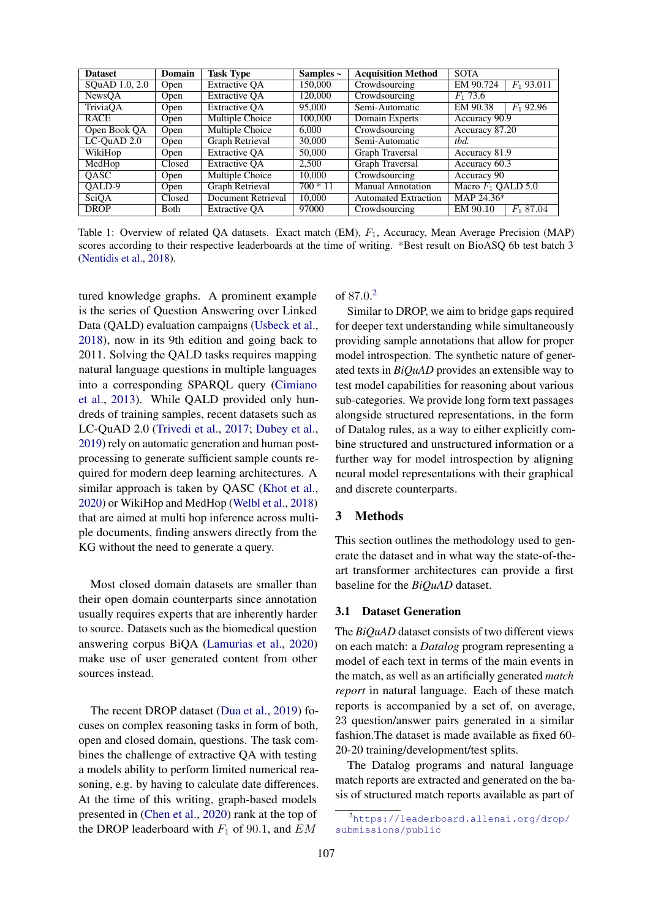| Dataset | Domain | Task Type | Samples ~ | Acquisition Method | SOTA | |
|---|---|---|---|---|---|---|
| SQuAD 1.0, 2.0 | Open | Extractive QA | 150,000 | Crowdsourcing | EM 90.724 | $F_1$ 93.011 |
| NewsQA | Open | Extractive QA | 120,000 | Crowdsourcing | $F_1$ 73.6 | |
| TriviaQA | Open | Extractive QA | 95,000 | Semi-Automatic | EM 90.38 | $F_1$ 92.96 |
| RACE | Open | Multiple Choice | 100,000 | Domain Experts | Accuracy 90.9 | |
| Open Book QA | Open | Multiple Choice | 6,000 | Crowdsourcing | Accuracy 87.20 | |
| LC-QuAD 2.0 | Open | Graph Retrieval | 30,000 | Semi-Automatic | *tbd.* | |
| WikiHop | Open | Extractive QA | 50,000 | Graph Traversal | Accuracy 81.9 | |
| MedHop | Closed | Extractive QA | 2,500 | Graph Traversal | Accuracy 60.3 | |
| QASC | Open | Multiple Choice | 10,000 | Crowdsourcing | Accuracy 90 | |
| QALD-9 | Open | Graph Retrieval | 700 * 11 | Manual Annotation | Macro $F_1$ QALD 5.0 | |
| SciQA | Closed | Document Retrieval | 10,000 | Automated Extraction | MAP 24.36* | |
| DROP | Both | Extractive QA | 97000 | Crowdsourcing | EM 90.10 | $F_1$ 87.04 |

Table 1: Overview of related QA datasets. Exact match (EM), $F_1$, Accuracy, Mean Average Precision (MAP) scores according to their respective leaderboards at the time of writing. *Best result on BioASQ 6b test batch 3 (Nentidis et al., 2018).

tured knowledge graphs. A prominent example is the series of Question Answering over Linked Data (QALD) evaluation campaigns (Usbeck et al., 2018), now in its 9th edition and going back to 2011. Solving the QALD tasks requires mapping natural language questions in multiple languages into a corresponding SPARQL query (Cimiano et al., 2013). While QALD provided only hundreds of training samples, recent datasets such as LC-QuAD 2.0 (Trivedi et al., 2017; Dubey et al., 2019) rely on automatic generation and human post-processing to generate sufficient sample counts required for modern deep learning architectures. A similar approach is taken by QASC (Khot et al., 2020) or WikiHop and MedHop (Welbl et al., 2018) that are aimed at multi hop inference across multiple documents, finding answers directly from the KG without the need to generate a query.

Most closed domain datasets are smaller than their open domain counterparts since annotation usually requires experts that are inherently harder to source. Datasets such as the biomedical question answering corpus BiQA (Lamurias et al., 2020) make use of user generated content from other sources instead.

The recent DROP dataset (Dua et al., 2019) focuses on complex reasoning tasks in form of both, open and closed domain, questions. The task combines the challenge of extractive QA with testing a models ability to perform limited numerical reasoning, e.g. by having to calculate date differences. At the time of this writing, graph-based models presented in (Chen et al., 2020) rank at the top of the DROP leaderboard with $F_1$ of 90.1, and $EM$ of 87.0.[2]

Similar to DROP, we aim to bridge gaps required for deeper text understanding while simultaneously providing sample annotations that allow for proper model introspection. The synthetic nature of generated texts in *BiQuAD* provides an extensible way to test model capabilities for reasoning about various sub-categories. We provide long form text passages alongside structured representations, in the form of Datalog rules, as a way to either explicitly combine structured and unstructured information or a further way for model introspection by aligning neural model representations with their graphical and discrete counterparts.

## 3 Methods

This section outlines the methodology used to generate the dataset and in what way the state-of-the-art transformer architectures can provide a first baseline for the *BiQuAD* dataset.

### 3.1 Dataset Generation

The *BiQuAD* dataset consists of two different views on each match: a *Datalog* program representing a model of each text in terms of the main events in the match, as well as an artificially generated *match report* in natural language. Each of these match reports is accompanied by a set of, on average, 23 question/answer pairs generated in a similar fashion.The dataset is made available as fixed 60-20-20 training/development/test splits.

The Datalog programs and natural language match reports are extracted and generated on the basis of structured match reports available as part of

[2] https://leaderboard.allenai.org/drop/submissions/public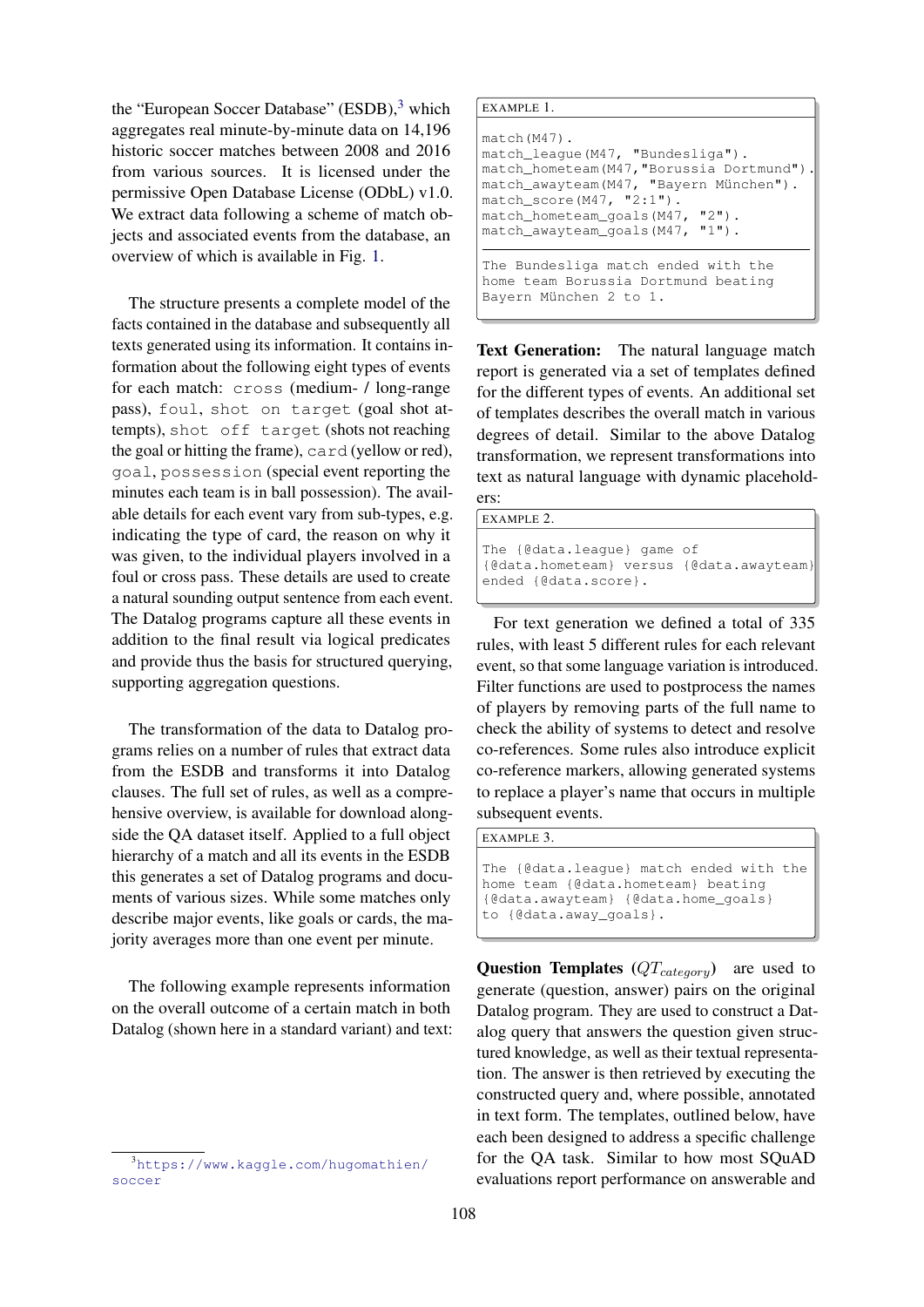the "European Soccer Database" (ESDB),[3] which aggregates real minute-by-minute data on 14,196 historic soccer matches between 2008 and 2016 from various sources. It is licensed under the permissive Open Database License (ODbL) v1.0. We extract data following a scheme of match objects and associated events from the database, an overview of which is available in Fig. 1.

The structure presents a complete model of the facts contained in the database and subsequently all texts generated using its information. It contains information about the following eight types of events for each match: `cross` (medium- / long-range pass), `foul`, `shot on target` (goal shot attempts), `shot off target` (shots not reaching the goal or hitting the frame), `card` (yellow or red), `goal`, `possession` (special event reporting the minutes each team is in ball possession). The available details for each event vary from sub-types, e.g. indicating the type of card, the reason on why it was given, to the individual players involved in a foul or cross pass. These details are used to create a natural sounding output sentence from each event. The Datalog programs capture all these events in addition to the final result via logical predicates and provide thus the basis for structured querying, supporting aggregation questions.

The transformation of the data to Datalog programs relies on a number of rules that extract data from the ESDB and transforms it into Datalog clauses. The full set of rules, as well as a comprehensive overview, is available for download alongside the QA dataset itself. Applied to a full object hierarchy of a match and all its events in the ESDB this generates a set of Datalog programs and documents of various sizes. While some matches only describe major events, like goals or cards, the majority averages more than one event per minute.

The following example represents information on the overall outcome of a certain match in both Datalog (shown here in a standard variant) and text:

[3] https://www.kaggle.com/hugomathien/soccer

EXAMPLE 1.

```
match(M47).
match_league(M47, "Bundesliga").
match_hometeam(M47,"Borussia Dortmund").
match_awayteam(M47, "Bayern München").
match_score(M47, "2:1").
match_hometeam_goals(M47, "2").
match_awayteam_goals(M47, "1").
```

```
The Bundesliga match ended with the
home team Borussia Dortmund beating
Bayern München 2 to 1.
```

**Text Generation:** The natural language match report is generated via a set of templates defined for the different types of events. An additional set of templates describes the overall match in various degrees of detail. Similar to the above Datalog transformation, we represent transformations into text as natural language with dynamic placeholders:

EXAMPLE 2.

```
The {@data.league} game of
{@data.hometeam} versus {@data.awayteam}
ended {@data.score}.
```

For text generation we defined a total of 335 rules, with least 5 different rules for each relevant event, so that some language variation is introduced. Filter functions are used to postprocess the names of players by removing parts of the full name to check the ability of systems to detect and resolve co-references. Some rules also introduce explicit co-reference markers, allowing generated systems to replace a player's name that occurs in multiple subsequent events.

EXAMPLE 3.

```
The {@data.league} match ended with the
home team {@data.hometeam} beating
{@data.awayteam} {@data.home_goals}
to {@data.away_goals}.
```

**Question Templates ($QT_{category}$)** are used to generate (question, answer) pairs on the original Datalog program. They are used to construct a Datalog query that answers the question given structured knowledge, as well as their textual representation. The answer is then retrieved by executing the constructed query and, where possible, annotated in text form. The templates, outlined below, have each been designed to address a specific challenge for the QA task. Similar to how most SQuAD evaluations report performance on answerable and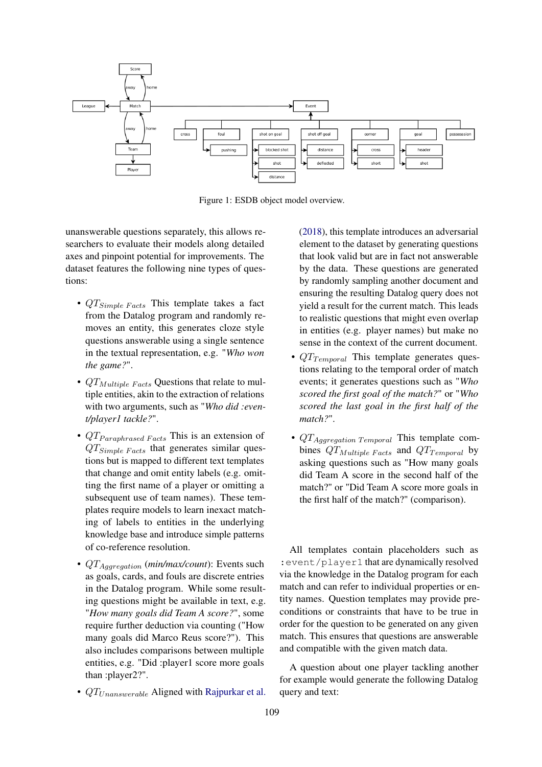Figure 1: ESDB object model overview.

unanswerable questions separately, this allows researchers to evaluate their models along detailed axes and pinpoint potential for improvements. The dataset features the following nine types of questions:

- $QT_{Simple\ Facts}$ This template takes a fact from the Datalog program and randomly removes an entity, this generates cloze style questions answerable using a single sentence in the textual representation, e.g. "*Who won the game?*".
- $QT_{Multiple\ Facts}$ Questions that relate to multiple entities, akin to the extraction of relations with two arguments, such as "*Who did :event/player1 tackle?*".
- $QT_{Paraphrased\ Facts}$ This is an extension of $QT_{Simple\ Facts}$ that generates similar questions but is mapped to different text templates that change and omit entity labels (e.g. omitting the first name of a player or omitting a subsequent use of team names). These templates require models to learn inexact matching of labels to entities in the underlying knowledge base and introduce simple patterns of co-reference resolution.
- $QT_{Aggregation}$ (*min/max/count*): Events such as goals, cards, and fouls are discrete entries in the Datalog program. While some resulting questions might be available in text, e.g. "*How many goals did Team A score?*", some require further deduction via counting ("How many goals did Marco Reus score?"). This also includes comparisons between multiple entities, e.g. "Did :player1 score more goals than :player2?".
- $QT_{Unanswerable}$ Aligned with Rajpurkar et al. (2018), this template introduces an adversarial element to the dataset by generating questions that look valid but are in fact not answerable by the data. These questions are generated by randomly sampling another document and ensuring the resulting Datalog query does not yield a result for the current match. This leads to realistic questions that might even overlap in entities (e.g. player names) but make no sense in the context of the current document.
- $QT_{Temporal}$ This template generates questions relating to the temporal order of match events; it generates questions such as "*Who scored the first goal of the match?*" or "*Who scored the last goal in the first half of the match?*".
- $QT_{Aggregation\ Temporal}$ This template combines $QT_{Multiple\ Facts}$ and $QT_{Temporal}$ by asking questions such as "How many goals did Team A score in the second half of the match?" or "Did Team A score more goals in the first half of the match?" (comparison).

All templates contain placeholders such as `:event/player1` that are dynamically resolved via the knowledge in the Datalog program for each match and can refer to individual properties or entity names. Question templates may provide preconditions or constraints that have to be true in order for the question to be generated on any given match. This ensures that questions are answerable and compatible with the given match data.

A question about one player tackling another for example would generate the following Datalog query and text: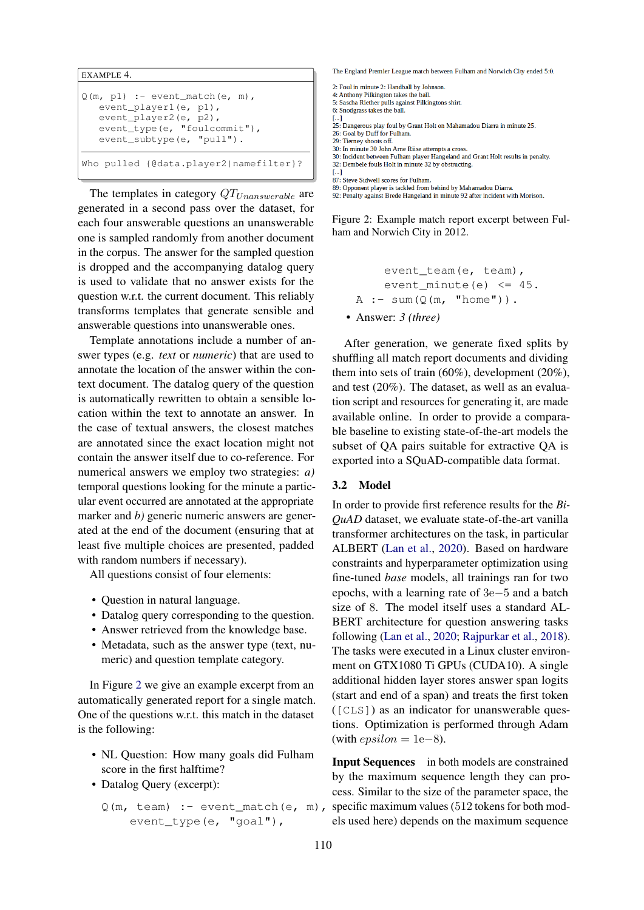EXAMPLE 4.

```
Q(m, p1) :- event_match(e, m),
    event_player1(e, p1),
    event_player2(e, p2),
    event_type(e, "foulcommit"),
    event_subtype(e, "pull").
```

```
Who pulled {@data.player2|namefilter}?
```

The templates in category $QT_{Unanswerable}$ are generated in a second pass over the dataset, for each four answerable questions an unanswerable one is sampled randomly from another document in the corpus. The answer for the sampled question is dropped and the accompanying datalog query is used to validate that no answer exists for the question w.r.t. the current document. This reliably transforms templates that generate sensible and answerable questions into unanswerable ones.

Template annotations include a number of answer types (e.g. *text* or *numeric*) that are used to annotate the location of the answer within the context document. The datalog query of the question is automatically rewritten to obtain a sensible location within the text to annotate an answer. In the case of textual answers, the closest matches are annotated since the exact location might not contain the answer itself due to co-reference. For numerical answers we employ two strategies: *a)* temporal questions looking for the minute a particular event occurred are annotated at the appropriate marker and *b)* generic numeric answers are generated at the end of the document (ensuring that at least five multiple choices are presented, padded with random numbers if necessary).

All questions consist of four elements:

- Question in natural language.
- Datalog query corresponding to the question.
- Answer retrieved from the knowledge base.
- Metadata, such as the answer type (text, numeric) and question template category.

In Figure 2 we give an example excerpt from an automatically generated report for a single match. One of the questions w.r.t. this match in the dataset is the following:

- NL Question: How many goals did Fulham score in the first halftime?
- Datalog Query (excerpt):

```
Q(m, team) :- event_match(e, m),
    event_type(e, "goal"),
    event_team(e, team),
    event_minute(e) <= 45.
A :- sum(Q(m, "home")).
```

- Answer: *3 (three)*

The England Premier League match between Fulham and Norwich City ended 5:0.

2: Foul in minute 2: Handball by Johnson.
4: Anthony Pilkington takes the ball.
5: Sascha Riether pulls against Pilkingtons shirt.
6: Snodgrass takes the ball.
[...]
25: Dangerous play foul by Grant Holt on Mahamadou Diarra in minute 25.
26: Goal by Duff for Fulham.
29: Tierney shoots off.
30: In minute 30 John Arne Riise attempts a cross.
30: Incident between Fulham player Hangeland and Grant Holt results in penalty.
32: Dembele fouls Holt in minute 32 by obstructing.
[...]
87: Steve Sidwell scores for Fulham.
89: Opponent player is tackled from behind by Mahamadou Diarra.
92: Penalty against Brede Hangeland in minute 92 after incident with Morison.

Figure 2: Example match report excerpt between Fulham and Norwich City in 2012.

After generation, we generate fixed splits by shuffling all match report documents and dividing them into sets of train (60%), development (20%), and test (20%). The dataset, as well as an evaluation script and resources for generating it, are made available online. In order to provide a comparable baseline to existing state-of-the-art models the subset of QA pairs suitable for extractive QA is exported into a SQuAD-compatible data format.

## 3.2 Model

In order to provide first reference results for the *BiQuAD* dataset, we evaluate state-of-the-art vanilla transformer architectures on the task, in particular ALBERT (Lan et al., 2020). Based on hardware constraints and hyperparameter optimization using fine-tuned *base* models, all trainings ran for two epochs, with a learning rate of $3e{-}5$ and a batch size of 8. The model itself uses a standard ALBERT architecture for question answering tasks following (Lan et al., 2020; Rajpurkar et al., 2018). The tasks were executed in a Linux cluster environment on GTX1080 Ti GPUs (CUDA10). A single additional hidden layer stores answer span logits (start and end of a span) and treats the first token ([CLS]) as an indicator for unanswerable questions. Optimization is performed through Adam (with $epsilon = 1e{-}8$).

**Input Sequences** in both models are constrained by the maximum sequence length they can process. Similar to the size of the parameter space, the specific maximum values (512 tokens for both models used here) depends on the maximum sequence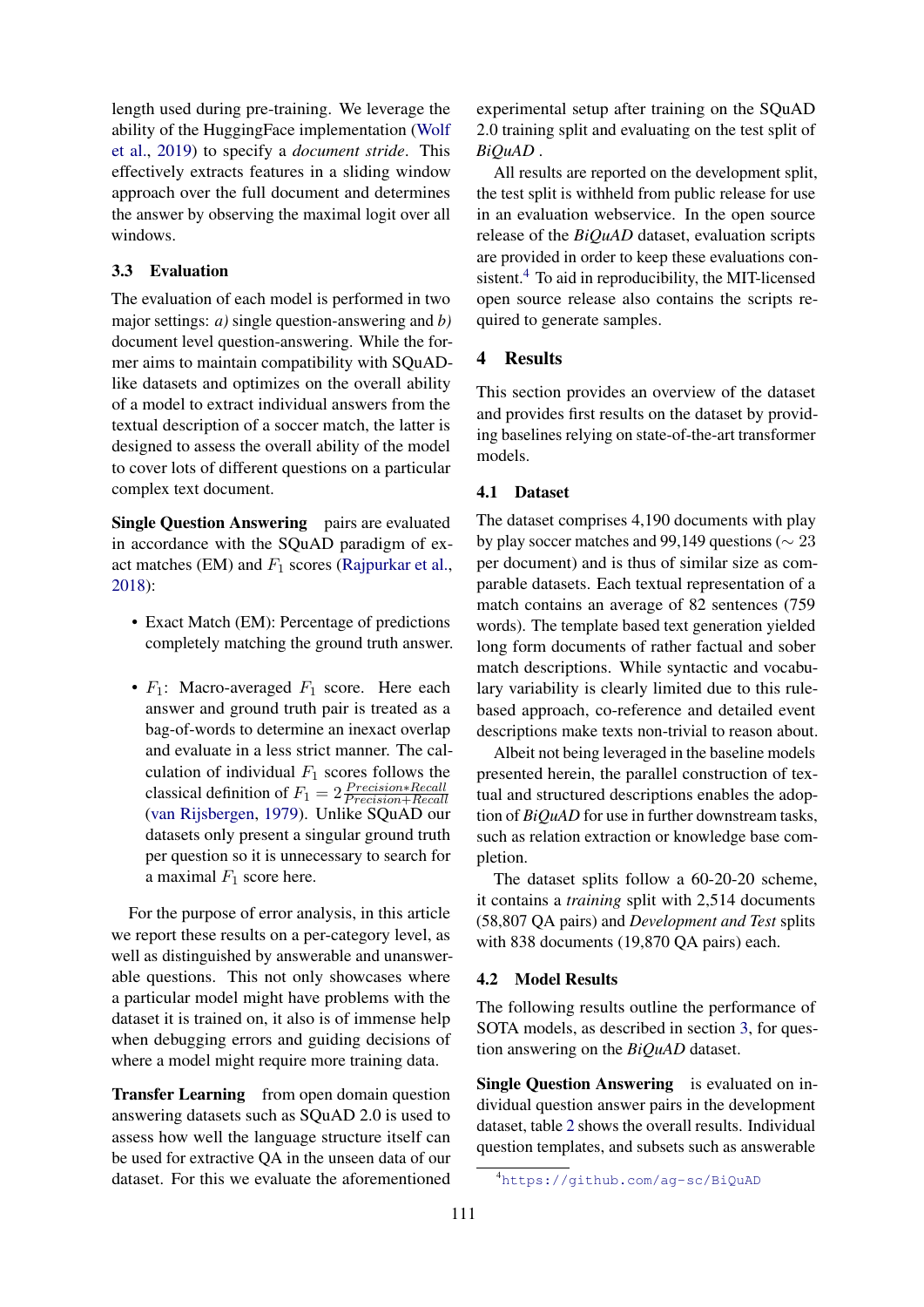length used during pre-training. We leverage the ability of the HuggingFace implementation (Wolf et al., 2019) to specify a *document stride*. This effectively extracts features in a sliding window approach over the full document and determines the answer by observing the maximal logit over all windows.

### 3.3 Evaluation

The evaluation of each model is performed in two major settings: *a)* single question-answering and *b)* document level question-answering. While the former aims to maintain compatibility with SQuAD-like datasets and optimizes on the overall ability of a model to extract individual answers from the textual description of a soccer match, the latter is designed to assess the overall ability of the model to cover lots of different questions on a particular complex text document.

**Single Question Answering** pairs are evaluated in accordance with the SQuAD paradigm of exact matches (EM) and $F_1$ scores (Rajpurkar et al., 2018):

- Exact Match (EM): Percentage of predictions completely matching the ground truth answer.
- $F_1$: Macro-averaged $F_1$ score. Here each answer and ground truth pair is treated as a bag-of-words to determine an inexact overlap and evaluate in a less strict manner. The calculation of individual $F_1$ scores follows the classical definition of $F_1 = 2\frac{Precision*Recall}{Precision+Recall}$ (van Rijsbergen, 1979). Unlike SQuAD our datasets only present a singular ground truth per question so it is unnecessary to search for a maximal $F_1$ score here.

For the purpose of error analysis, in this article we report these results on a per-category level, as well as distinguished by answerable and unanswerable questions. This not only showcases where a particular model might have problems with the dataset it is trained on, it also is of immense help when debugging errors and guiding decisions of where a model might require more training data.

**Transfer Learning** from open domain question answering datasets such as SQuAD 2.0 is used to assess how well the language structure itself can be used for extractive QA in the unseen data of our dataset. For this we evaluate the aforementioned experimental setup after training on the SQuAD 2.0 training split and evaluating on the test split of *BiQuAD* .

All results are reported on the development split, the test split is withheld from public release for use in an evaluation webservice. In the open source release of the *BiQuAD* dataset, evaluation scripts are provided in order to keep these evaluations consistent.[4] To aid in reproducibility, the MIT-licensed open source release also contains the scripts required to generate samples.

## 4 Results

This section provides an overview of the dataset and provides first results on the dataset by providing baselines relying on state-of-the-art transformer models.

### 4.1 Dataset

The dataset comprises 4,190 documents with play by play soccer matches and 99,149 questions ($\sim$ 23 per document) and is thus of similar size as comparable datasets. Each textual representation of a match contains an average of 82 sentences (759 words). The template based text generation yielded long form documents of rather factual and sober match descriptions. While syntactic and vocabulary variability is clearly limited due to this rule-based approach, co-reference and detailed event descriptions make texts non-trivial to reason about.

Albeit not being leveraged in the baseline models presented herein, the parallel construction of textual and structured descriptions enables the adoption of *BiQuAD* for use in further downstream tasks, such as relation extraction or knowledge base completion.

The dataset splits follow a 60-20-20 scheme, it contains a *training* split with 2,514 documents (58,807 QA pairs) and *Development and Test* splits with 838 documents (19,870 QA pairs) each.

### 4.2 Model Results

The following results outline the performance of SOTA models, as described in section 3, for question answering on the *BiQuAD* dataset.

**Single Question Answering** is evaluated on individual question answer pairs in the development dataset, table 2 shows the overall results. Individual question templates, and subsets such as answerable

[4] https://github.com/ag-sc/BiQuAD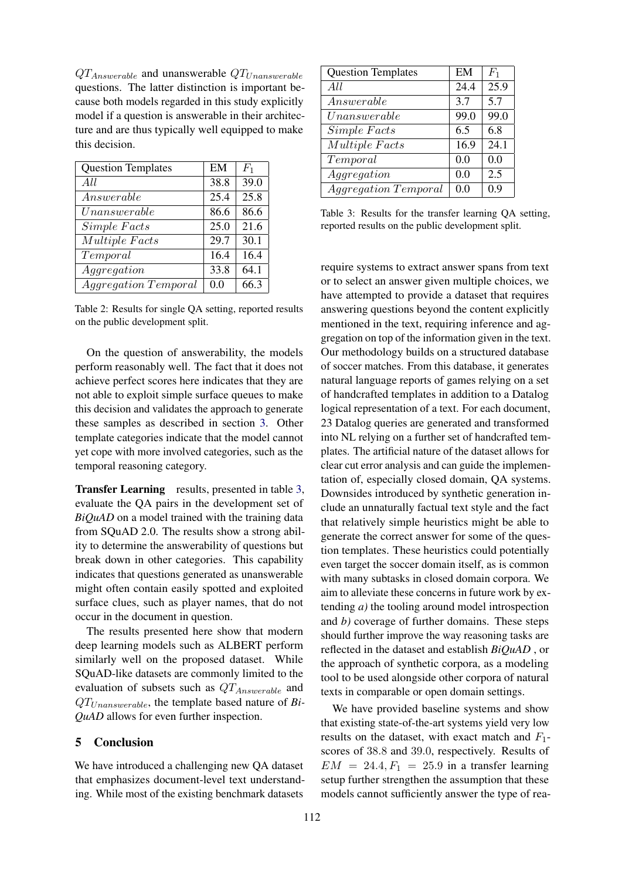$QT_{Answerable}$ and unanswerable $QT_{Unanswerable}$ questions. The latter distinction is important because both models regarded in this study explicitly model if a question is answerable in their architecture and are thus typically well equipped to make this decision.

| Question Templates | EM | $F_1$ |
|---|---|---|
| $All$ | 38.8 | 39.0 |
| $Answerable$ | 25.4 | 25.8 |
| $Unanswerable$ | 86.6 | 86.6 |
| $Simple\ Facts$ | 25.0 | 21.6 |
| $Multiple\ Facts$ | 29.7 | 30.1 |
| $Temporal$ | 16.4 | 16.4 |
| $Aggregation$ | 33.8 | 64.1 |
| $Aggregation\ Temporal$ | 0.0 | 66.3 |

Table 2: Results for single QA setting, reported results on the public development split.

On the question of answerability, the models perform reasonably well. The fact that it does not achieve perfect scores here indicates that they are not able to exploit simple surface queues to make this decision and validates the approach to generate these samples as described in section 3. Other template categories indicate that the model cannot yet cope with more involved categories, such as the temporal reasoning category.

**Transfer Learning** results, presented in table 3, evaluate the QA pairs in the development set of ***BiQuAD*** on a model trained with the training data from SQuAD 2.0. The results show a strong ability to determine the answerability of questions but break down in other categories. This capability indicates that questions generated as unanswerable might often contain easily spotted and exploited surface clues, such as player names, that do not occur in the document in question.

The results presented here show that modern deep learning models such as ALBERT perform similarly well on the proposed dataset. While SQuAD-like datasets are commonly limited to the evaluation of subsets such as $QT_{Answerable}$ and $QT_{Unanswerable}$, the template based nature of ***BiQuAD*** allows for even further inspection.

## 5 Conclusion

We have introduced a challenging new QA dataset that emphasizes document-level text understanding. While most of the existing benchmark datasets

| Question Templates | EM | $F_1$ |
|---|---|---|
| $All$ | 24.4 | 25.9 |
| $Answerable$ | 3.7 | 5.7 |
| $Unanswerable$ | 99.0 | 99.0 |
| $Simple\ Facts$ | 6.5 | 6.8 |
| $Multiple\ Facts$ | 16.9 | 24.1 |
| $Temporal$ | 0.0 | 0.0 |
| $Aggregation$ | 0.0 | 2.5 |
| $Aggregation\ Temporal$ | 0.0 | 0.9 |

Table 3: Results for the transfer learning QA setting, reported results on the public development split.

require systems to extract answer spans from text or to select an answer given multiple choices, we have attempted to provide a dataset that requires answering questions beyond the content explicitly mentioned in the text, requiring inference and aggregation on top of the information given in the text. Our methodology builds on a structured database of soccer matches. From this database, it generates natural language reports of games relying on a set of handcrafted templates in addition to a Datalog logical representation of a text. For each document, 23 Datalog queries are generated and transformed into NL relying on a further set of handcrafted templates. The artificial nature of the dataset allows for clear cut error analysis and can guide the implementation of, especially closed domain, QA systems. Downsides introduced by synthetic generation include an unnaturally factual text style and the fact that relatively simple heuristics might be able to generate the correct answer for some of the question templates. These heuristics could potentially even target the soccer domain itself, as is common with many subtasks in closed domain corpora. We aim to alleviate these concerns in future work by extending *a)* the tooling around model introspection and *b)* coverage of further domains. These steps should further improve the way reasoning tasks are reflected in the dataset and establish ***BiQuAD*** , or the approach of synthetic corpora, as a modeling tool to be used alongside other corpora of natural texts in comparable or open domain settings.

We have provided baseline systems and show that existing state-of-the-art systems yield very low results on the dataset, with exact match and $F_1$-scores of 38.8 and 39.0, respectively. Results of $EM = 24.4, F_1 = 25.9$ in a transfer learning setup further strengthen the assumption that these models cannot sufficiently answer the type of rea-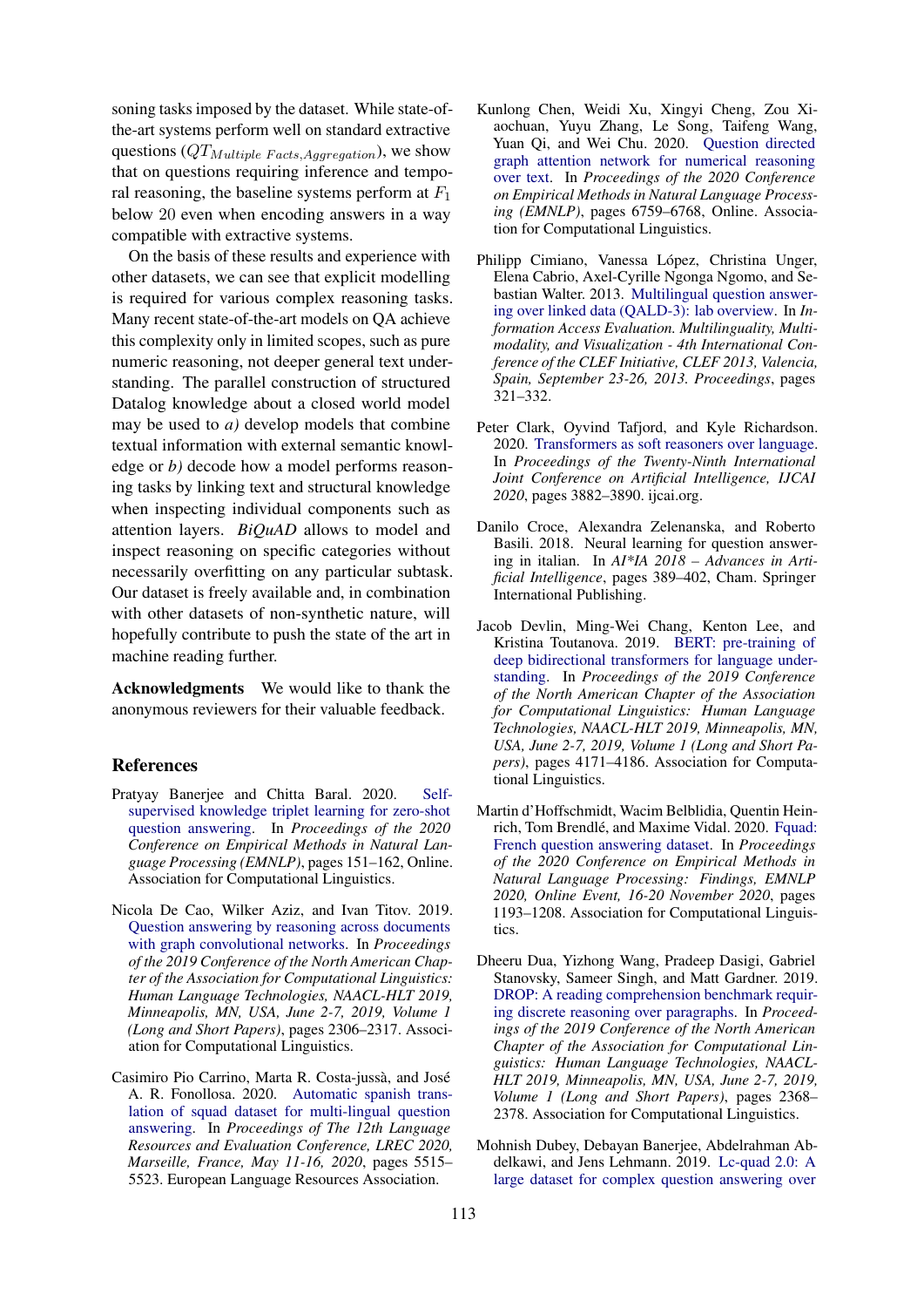soning tasks imposed by the dataset. While state-of-the-art systems perform well on standard extractive questions ($QT_{Multiple\ Facts, Aggregation}$), we show that on questions requiring inference and temporal reasoning, the baseline systems perform at $F_1$ below 20 even when encoding answers in a way compatible with extractive systems.

On the basis of these results and experience with other datasets, we can see that explicit modelling is required for various complex reasoning tasks. Many recent state-of-the-art models on QA achieve this complexity only in limited scopes, such as pure numeric reasoning, not deeper general text understanding. The parallel construction of structured Datalog knowledge about a closed world model may be used to *a)* develop models that combine textual information with external semantic knowledge or *b)* decode how a model performs reasoning tasks by linking text and structural knowledge when inspecting individual components such as attention layers. *BiQuAD* allows to model and inspect reasoning on specific categories without necessarily overfitting on any particular subtask. Our dataset is freely available and, in combination with other datasets of non-synthetic nature, will hopefully contribute to push the state of the art in machine reading further.

**Acknowledgments** We would like to thank the anonymous reviewers for their valuable feedback.

## References

Pratyay Banerjee and Chitta Baral. 2020. Self-supervised knowledge triplet learning for zero-shot question answering. In *Proceedings of the 2020 Conference on Empirical Methods in Natural Language Processing (EMNLP)*, pages 151–162, Online. Association for Computational Linguistics.

Nicola De Cao, Wilker Aziz, and Ivan Titov. 2019. Question answering by reasoning across documents with graph convolutional networks. In *Proceedings of the 2019 Conference of the North American Chapter of the Association for Computational Linguistics: Human Language Technologies, NAACL-HLT 2019, Minneapolis, MN, USA, June 2-7, 2019, Volume 1 (Long and Short Papers)*, pages 2306–2317. Association for Computational Linguistics.

Casimiro Pio Carrino, Marta R. Costa-jussà, and José A. R. Fonollosa. 2020. Automatic spanish translation of squad dataset for multi-lingual question answering. In *Proceedings of The 12th Language Resources and Evaluation Conference, LREC 2020, Marseille, France, May 11-16, 2020*, pages 5515–5523. European Language Resources Association.

Kunlong Chen, Weidi Xu, Xingyi Cheng, Zou Xiaochuan, Yuyu Zhang, Le Song, Taifeng Wang, Yuan Qi, and Wei Chu. 2020. Question directed graph attention network for numerical reasoning over text. In *Proceedings of the 2020 Conference on Empirical Methods in Natural Language Processing (EMNLP)*, pages 6759–6768, Online. Association for Computational Linguistics.

Philipp Cimiano, Vanessa López, Christina Unger, Elena Cabrio, Axel-Cyrille Ngonga Ngomo, and Sebastian Walter. 2013. Multilingual question answering over linked data (QALD-3): lab overview. In *Information Access Evaluation. Multilinguality, Multimodality, and Visualization - 4th International Conference of the CLEF Initiative, CLEF 2013, Valencia, Spain, September 23-26, 2013. Proceedings*, pages 321–332.

Peter Clark, Oyvind Tafjord, and Kyle Richardson. 2020. Transformers as soft reasoners over language. In *Proceedings of the Twenty-Ninth International Joint Conference on Artificial Intelligence, IJCAI 2020*, pages 3882–3890. ijcai.org.

Danilo Croce, Alexandra Zelenanska, and Roberto Basili. 2018. Neural learning for question answering in italian. In *AI\*IA 2018 – Advances in Artificial Intelligence*, pages 389–402, Cham. Springer International Publishing.

Jacob Devlin, Ming-Wei Chang, Kenton Lee, and Kristina Toutanova. 2019. BERT: pre-training of deep bidirectional transformers for language understanding. In *Proceedings of the 2019 Conference of the North American Chapter of the Association for Computational Linguistics: Human Language Technologies, NAACL-HLT 2019, Minneapolis, MN, USA, June 2-7, 2019, Volume 1 (Long and Short Papers)*, pages 4171–4186. Association for Computational Linguistics.

Martin d'Hoffschmidt, Wacim Belblidia, Quentin Heinrich, Tom Brendlé, and Maxime Vidal. 2020. Fquad: French question answering dataset. In *Proceedings of the 2020 Conference on Empirical Methods in Natural Language Processing: Findings, EMNLP 2020, Online Event, 16-20 November 2020*, pages 1193–1208. Association for Computational Linguistics.

Dheeru Dua, Yizhong Wang, Pradeep Dasigi, Gabriel Stanovsky, Sameer Singh, and Matt Gardner. 2019. DROP: A reading comprehension benchmark requiring discrete reasoning over paragraphs. In *Proceedings of the 2019 Conference of the North American Chapter of the Association for Computational Linguistics: Human Language Technologies, NAACL-HLT 2019, Minneapolis, MN, USA, June 2-7, 2019, Volume 1 (Long and Short Papers)*, pages 2368–2378. Association for Computational Linguistics.

Mohnish Dubey, Debayan Banerjee, Abdelrahman Abdelkawi, and Jens Lehmann. 2019. Lc-quad 2.0: A large dataset for complex question answering over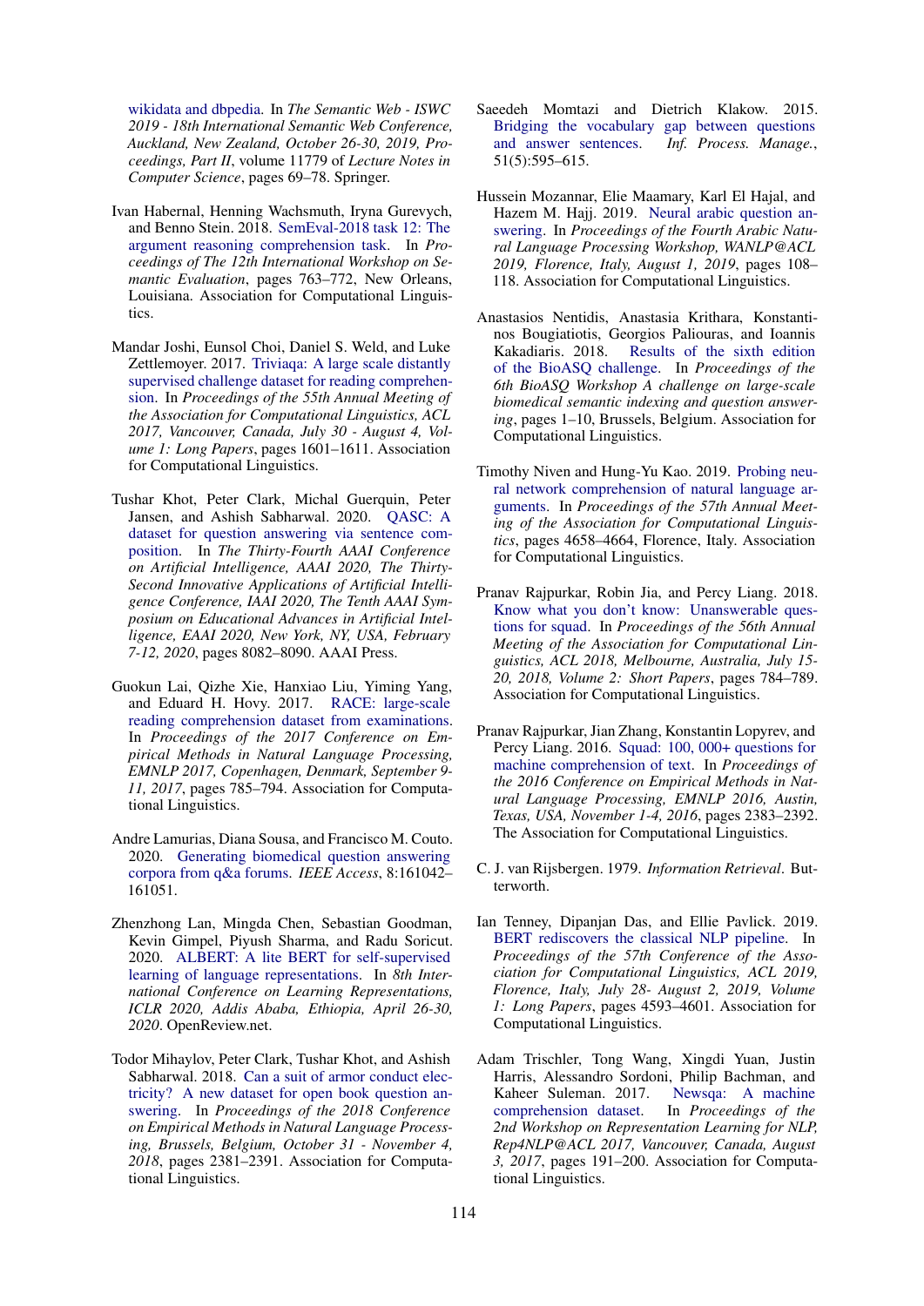wikidata and dbpedia. In *The Semantic Web - ISWC 2019 - 18th International Semantic Web Conference, Auckland, New Zealand, October 26-30, 2019, Proceedings, Part II*, volume 11779 of *Lecture Notes in Computer Science*, pages 69–78. Springer.

Ivan Habernal, Henning Wachsmuth, Iryna Gurevych, and Benno Stein. 2018. SemEval-2018 task 12: The argument reasoning comprehension task. In *Proceedings of The 12th International Workshop on Semantic Evaluation*, pages 763–772, New Orleans, Louisiana. Association for Computational Linguistics.

Mandar Joshi, Eunsol Choi, Daniel S. Weld, and Luke Zettlemoyer. 2017. Triviaqa: A large scale distantly supervised challenge dataset for reading comprehension. In *Proceedings of the 55th Annual Meeting of the Association for Computational Linguistics, ACL 2017, Vancouver, Canada, July 30 - August 4, Volume 1: Long Papers*, pages 1601–1611. Association for Computational Linguistics.

Tushar Khot, Peter Clark, Michal Guerquin, Peter Jansen, and Ashish Sabharwal. 2020. QASC: A dataset for question answering via sentence composition. In *The Thirty-Fourth AAAI Conference on Artificial Intelligence, AAAI 2020, The Thirty-Second Innovative Applications of Artificial Intelligence Conference, IAAI 2020, The Tenth AAAI Symposium on Educational Advances in Artificial Intelligence, EAAI 2020, New York, NY, USA, February 7-12, 2020*, pages 8082–8090. AAAI Press.

Guokun Lai, Qizhe Xie, Hanxiao Liu, Yiming Yang, and Eduard H. Hovy. 2017. RACE: large-scale reading comprehension dataset from examinations. In *Proceedings of the 2017 Conference on Empirical Methods in Natural Language Processing, EMNLP 2017, Copenhagen, Denmark, September 9-11, 2017*, pages 785–794. Association for Computational Linguistics.

Andre Lamurias, Diana Sousa, and Francisco M. Couto. 2020. Generating biomedical question answering corpora from q&a forums. *IEEE Access*, 8:161042–161051.

Zhenzhong Lan, Mingda Chen, Sebastian Goodman, Kevin Gimpel, Piyush Sharma, and Radu Soricut. 2020. ALBERT: A lite BERT for self-supervised learning of language representations. In *8th International Conference on Learning Representations, ICLR 2020, Addis Ababa, Ethiopia, April 26-30, 2020*. OpenReview.net.

Todor Mihaylov, Peter Clark, Tushar Khot, and Ashish Sabharwal. 2018. Can a suit of armor conduct electricity? A new dataset for open book question answering. In *Proceedings of the 2018 Conference on Empirical Methods in Natural Language Processing, Brussels, Belgium, October 31 - November 4, 2018*, pages 2381–2391. Association for Computational Linguistics.

Saeedeh Momtazi and Dietrich Klakow. 2015. Bridging the vocabulary gap between questions and answer sentences. *Inf. Process. Manage.*, 51(5):595–615.

Hussein Mozannar, Elie Maamary, Karl El Hajal, and Hazem M. Hajj. 2019. Neural arabic question answering. In *Proceedings of the Fourth Arabic Natural Language Processing Workshop, WANLP@ACL 2019, Florence, Italy, August 1, 2019*, pages 108–118. Association for Computational Linguistics.

Anastasios Nentidis, Anastasia Krithara, Konstantinos Bougiatiotis, Georgios Paliouras, and Ioannis Kakadiaris. 2018. Results of the sixth edition of the BioASQ challenge. In *Proceedings of the 6th BioASQ Workshop A challenge on large-scale biomedical semantic indexing and question answering*, pages 1–10, Brussels, Belgium. Association for Computational Linguistics.

Timothy Niven and Hung-Yu Kao. 2019. Probing neural network comprehension of natural language arguments. In *Proceedings of the 57th Annual Meeting of the Association for Computational Linguistics*, pages 4658–4664, Florence, Italy. Association for Computational Linguistics.

Pranav Rajpurkar, Robin Jia, and Percy Liang. 2018. Know what you don't know: Unanswerable questions for squad. In *Proceedings of the 56th Annual Meeting of the Association for Computational Linguistics, ACL 2018, Melbourne, Australia, July 15-20, 2018, Volume 2: Short Papers*, pages 784–789. Association for Computational Linguistics.

Pranav Rajpurkar, Jian Zhang, Konstantin Lopyrev, and Percy Liang. 2016. Squad: 100, 000+ questions for machine comprehension of text. In *Proceedings of the 2016 Conference on Empirical Methods in Natural Language Processing, EMNLP 2016, Austin, Texas, USA, November 1-4, 2016*, pages 2383–2392. The Association for Computational Linguistics.

C. J. van Rijsbergen. 1979. *Information Retrieval*. Butterworth.

Ian Tenney, Dipanjan Das, and Ellie Pavlick. 2019. BERT rediscovers the classical NLP pipeline. In *Proceedings of the 57th Conference of the Association for Computational Linguistics, ACL 2019, Florence, Italy, July 28- August 2, 2019, Volume 1: Long Papers*, pages 4593–4601. Association for Computational Linguistics.

Adam Trischler, Tong Wang, Xingdi Yuan, Justin Harris, Alessandro Sordoni, Philip Bachman, and Kaheer Suleman. 2017. Newsqa: A machine comprehension dataset. In *Proceedings of the 2nd Workshop on Representation Learning for NLP, Rep4NLP@ACL 2017, Vancouver, Canada, August 3, 2017*, pages 191–200. Association for Computational Linguistics.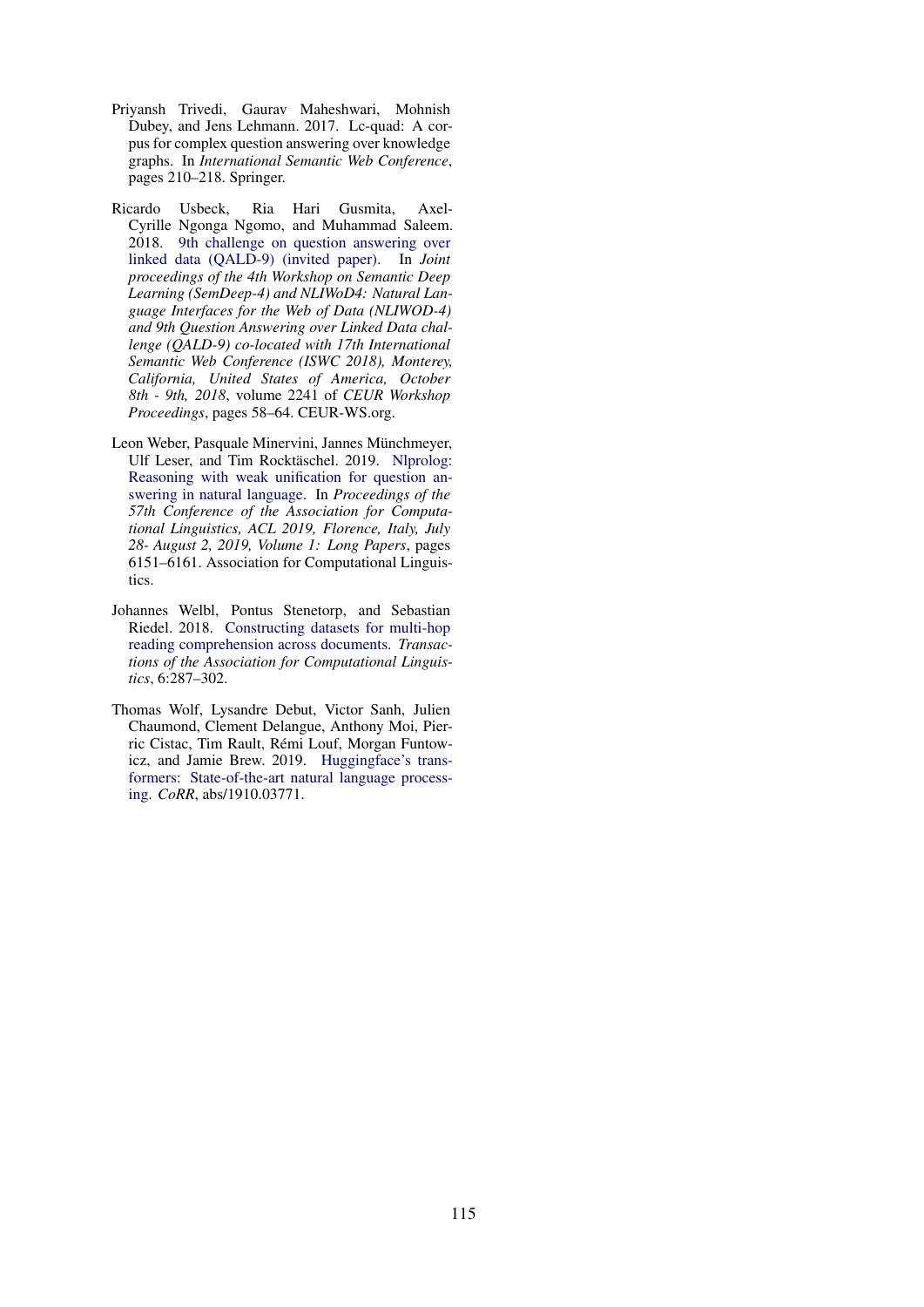Priyansh Trivedi, Gaurav Maheshwari, Mohnish Dubey, and Jens Lehmann. 2017. Lc-quad: A corpus for complex question answering over knowledge graphs. In *International Semantic Web Conference*, pages 210–218. Springer.

Ricardo Usbeck, Ria Hari Gusmita, Axel-Cyrille Ngonga Ngomo, and Muhammad Saleem. 2018. 9th challenge on question answering over linked data (QALD-9) (invited paper). In *Joint proceedings of the 4th Workshop on Semantic Deep Learning (SemDeep-4) and NLIWoD4: Natural Language Interfaces for the Web of Data (NLIWOD-4) and 9th Question Answering over Linked Data challenge (QALD-9) co-located with 17th International Semantic Web Conference (ISWC 2018), Monterey, California, United States of America, October 8th - 9th, 2018*, volume 2241 of *CEUR Workshop Proceedings*, pages 58–64. CEUR-WS.org.

Leon Weber, Pasquale Minervini, Jannes Münchmeyer, Ulf Leser, and Tim Rocktäschel. 2019. Nlprolog: Reasoning with weak unification for question answering in natural language. In *Proceedings of the 57th Conference of the Association for Computational Linguistics, ACL 2019, Florence, Italy, July 28- August 2, 2019, Volume 1: Long Papers*, pages 6151–6161. Association for Computational Linguistics.

Johannes Welbl, Pontus Stenetorp, and Sebastian Riedel. 2018. Constructing datasets for multi-hop reading comprehension across documents. *Transactions of the Association for Computational Linguistics*, 6:287–302.

Thomas Wolf, Lysandre Debut, Victor Sanh, Julien Chaumond, Clement Delangue, Anthony Moi, Pierric Cistac, Tim Rault, Rémi Louf, Morgan Funtowicz, and Jamie Brew. 2019. Huggingface's transformers: State-of-the-art natural language processing. *CoRR*, abs/1910.03771.